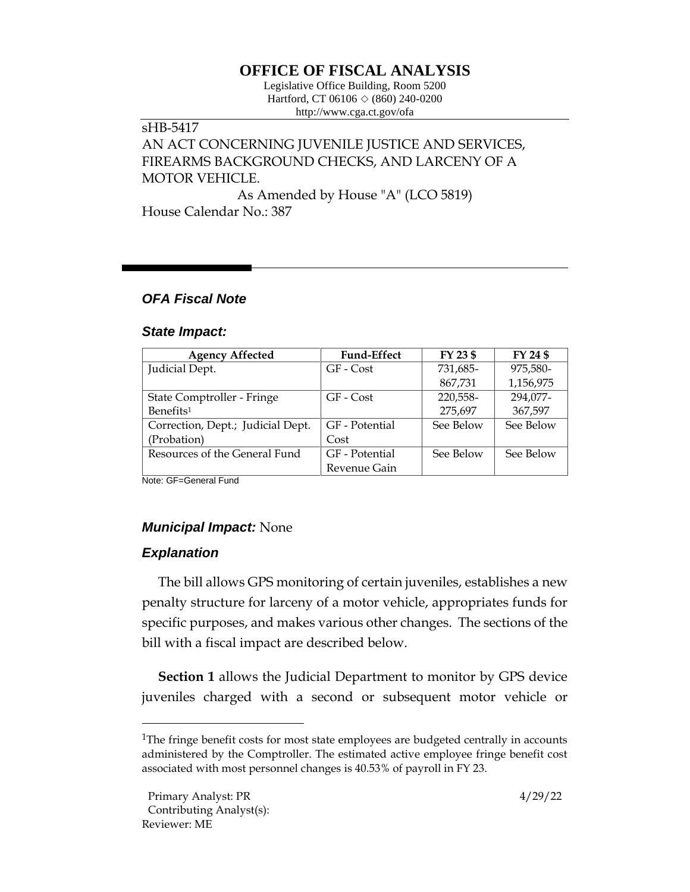# OFFICE OF FISCAL ANALYSIS

Legislative Office Building, Room 5200
Hartford, CT 06106 ◇ (860) 240-0200
http://www.cga.ct.gov/ofa

sHB-5417
AN ACT CONCERNING JUVENILE JUSTICE AND SERVICES, FIREARMS BACKGROUND CHECKS, AND LARCENY OF A MOTOR VEHICLE.
As Amended by House "A" (LCO 5819)
House Calendar No.: 387

## *OFA Fiscal Note*

### *State Impact:*

| Agency Affected | Fund-Effect | FY 23 $ | FY 24 $ |
|---|---|---|---|
| Judicial Dept. | GF - Cost | 731,685-867,731 | 975,580-1,156,975 |
| State Comptroller - Fringe Benefits[1] | GF - Cost | 220,558-275,697 | 294,077-367,597 |
| Correction, Dept.; Judicial Dept. (Probation) | GF - Potential Cost | See Below | See Below |
| Resources of the General Fund | GF - Potential Revenue Gain | See Below | See Below |

Note: GF=General Fund

### *Municipal Impact:* None

### *Explanation*

The bill allows GPS monitoring of certain juveniles, establishes a new penalty structure for larceny of a motor vehicle, appropriates funds for specific purposes, and makes various other changes. The sections of the bill with a fiscal impact are described below.

**Section 1** allows the Judicial Department to monitor by GPS device juveniles charged with a second or subsequent motor vehicle or

[1]The fringe benefit costs for most state employees are budgeted centrally in accounts administered by the Comptroller. The estimated active employee fringe benefit cost associated with most personnel changes is 40.53% of payroll in FY 23.

Primary Analyst: PR
Contributing Analyst(s):
Reviewer: ME

4/29/22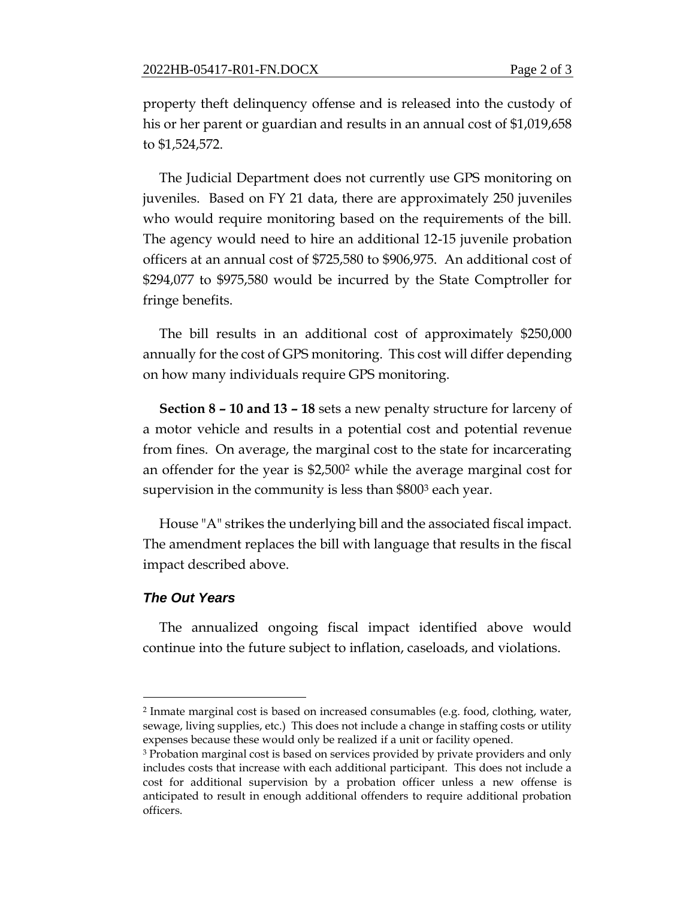property theft delinquency offense and is released into the custody of his or her parent or guardian and results in an annual cost of $1,019,658 to $1,524,572.

The Judicial Department does not currently use GPS monitoring on juveniles. Based on FY 21 data, there are approximately 250 juveniles who would require monitoring based on the requirements of the bill. The agency would need to hire an additional 12-15 juvenile probation officers at an annual cost of $725,580 to $906,975. An additional cost of $294,077 to $975,580 would be incurred by the State Comptroller for fringe benefits.

The bill results in an additional cost of approximately $250,000 annually for the cost of GPS monitoring. This cost will differ depending on how many individuals require GPS monitoring.

**Section 8 – 10 and 13 – 18** sets a new penalty structure for larceny of a motor vehicle and results in a potential cost and potential revenue from fines. On average, the marginal cost to the state for incarcerating an offender for the year is $2,500[2] while the average marginal cost for supervision in the community is less than $800[3] each year.

House "A" strikes the underlying bill and the associated fiscal impact. The amendment replaces the bill with language that results in the fiscal impact described above.

### *The Out Years*

The annualized ongoing fiscal impact identified above would continue into the future subject to inflation, caseloads, and violations.

---

[2] Inmate marginal cost is based on increased consumables (e.g. food, clothing, water, sewage, living supplies, etc.) This does not include a change in staffing costs or utility expenses because these would only be realized if a unit or facility opened.

[3] Probation marginal cost is based on services provided by private providers and only includes costs that increase with each additional participant. This does not include a cost for additional supervision by a probation officer unless a new offense is anticipated to result in enough additional offenders to require additional probation officers.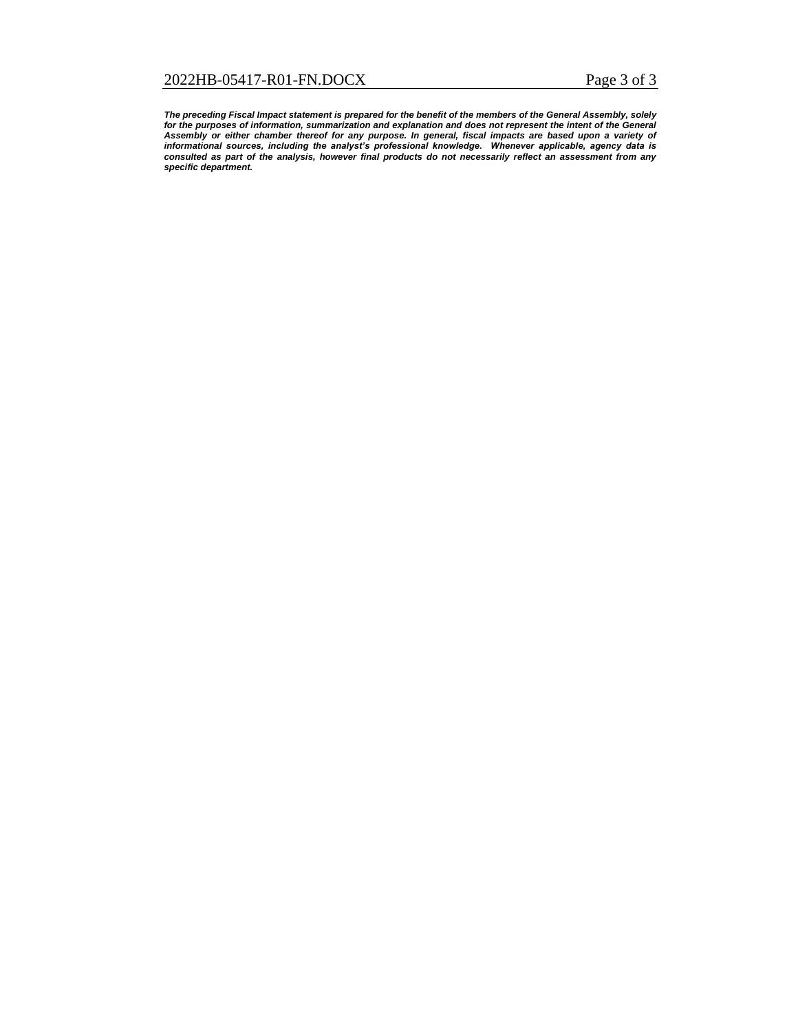***The preceding Fiscal Impact statement is prepared for the benefit of the members of the General Assembly, solely for the purposes of information, summarization and explanation and does not represent the intent of the General Assembly or either chamber thereof for any purpose. In general, fiscal impacts are based upon a variety of informational sources, including the analyst's professional knowledge. Whenever applicable, agency data is consulted as part of the analysis, however final products do not necessarily reflect an assessment from any specific department.***